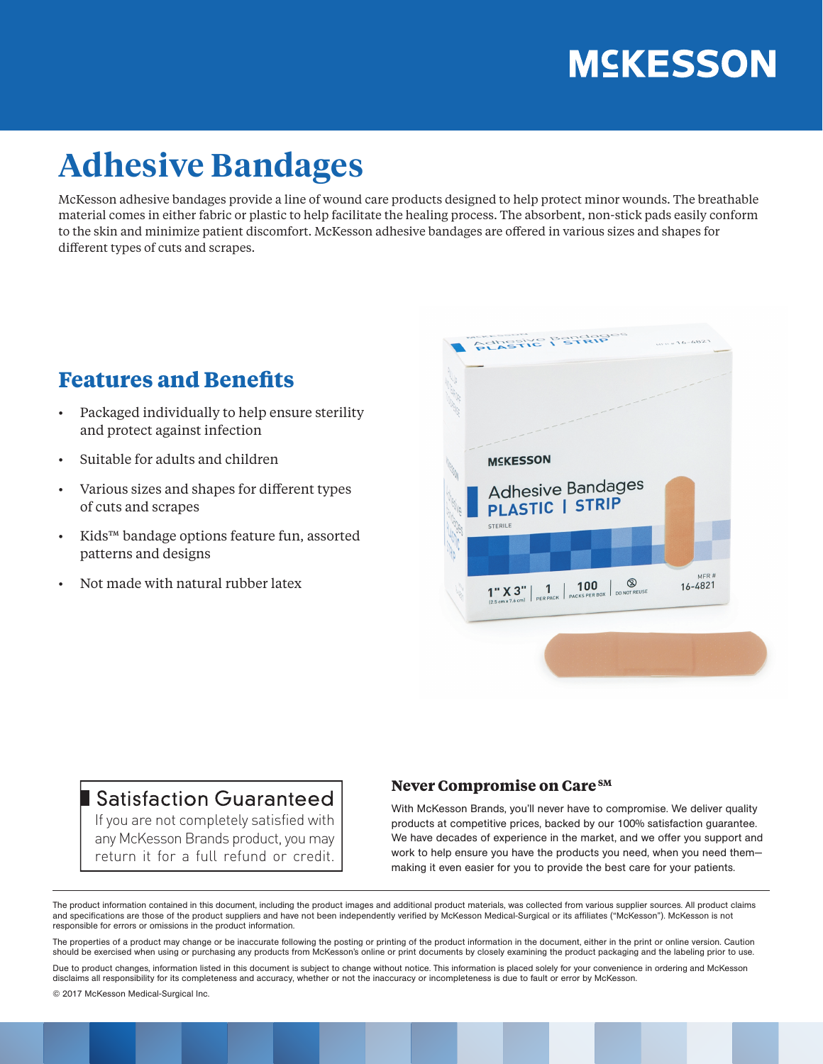# Adhesive Bandages

McKesson adhesive bandages provide a line of wound care products designed to help protect minor wounds. The breathable material comes in either fabric or plastic to help facilitate the healing process. The absorbent, non-stick pads easily conform to the skin and minimize patient discomfort. McKesson adhesive bandages are offered in various sizes and shapes for different types of cuts and scrapes.

## Features and Benefits

- Packaged individually to help ensure sterility and protect against infection
- Suitable for adults and children
- Various sizes and shapes for different types of cuts and scrapes
- Kids™ bandage options feature fun, assorted patterns and designs
- Not made with natural rubber latex

### Satisfaction Guaranteed

If you are not completely satisfied with any McKesson Brands product, you may return it for a full refund or credit.

### Never Compromise on Care℠

With McKesson Brands, you'll never have to compromise. We deliver quality products at competitive prices, backed by our 100% satisfaction guarantee. We have decades of experience in the market, and we offer you support and work to help ensure you have the products you need, when you need them—making it even easier for you to provide the best care for your patients.

---

The product information contained in this document, including the product images and additional product materials, was collected from various supplier sources. All product claims and specifications are those of the product suppliers and have not been independently verified by McKesson Medical-Surgical or its affiliates ("McKesson"). McKesson is not responsible for errors or omissions in the product information.

The properties of a product may change or be inaccurate following the posting or printing of the product information in the document, either in the print or online version. Caution should be exercised when using or purchasing any products from McKesson's online or print documents by closely examining the product packaging and the labeling prior to use.

Due to product changes, information listed in this document is subject to change without notice. This information is placed solely for your convenience in ordering and McKesson disclaims all responsibility for its completeness and accuracy, whether or not the inaccuracy or incompleteness is due to fault or error by McKesson.

© 2017 McKesson Medical-Surgical Inc.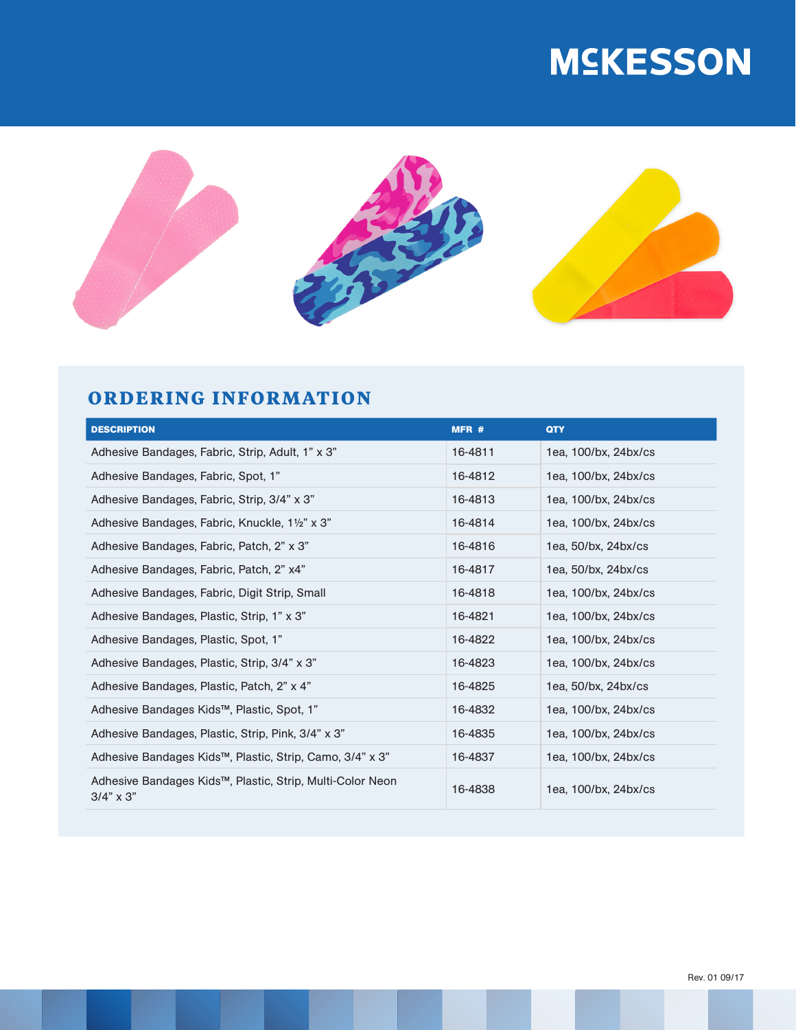## ORDERING INFORMATION

| DESCRIPTION | MFR # | QTY |
|---|---|---|
| Adhesive Bandages, Fabric, Strip, Adult, 1" x 3" | 16-4811 | 1ea, 100/bx, 24bx/cs |
| Adhesive Bandages, Fabric, Spot, 1" | 16-4812 | 1ea, 100/bx, 24bx/cs |
| Adhesive Bandages, Fabric, Strip, 3/4" x 3" | 16-4813 | 1ea, 100/bx, 24bx/cs |
| Adhesive Bandages, Fabric, Knuckle, 1½" x 3" | 16-4814 | 1ea, 100/bx, 24bx/cs |
| Adhesive Bandages, Fabric, Patch, 2" x 3" | 16-4816 | 1ea, 50/bx, 24bx/cs |
| Adhesive Bandages, Fabric, Patch, 2" x4" | 16-4817 | 1ea, 50/bx, 24bx/cs |
| Adhesive Bandages, Fabric, Digit Strip, Small | 16-4818 | 1ea, 100/bx, 24bx/cs |
| Adhesive Bandages, Plastic, Strip, 1" x 3" | 16-4821 | 1ea, 100/bx, 24bx/cs |
| Adhesive Bandages, Plastic, Spot, 1" | 16-4822 | 1ea, 100/bx, 24bx/cs |
| Adhesive Bandages, Plastic, Strip, 3/4" x 3" | 16-4823 | 1ea, 100/bx, 24bx/cs |
| Adhesive Bandages, Plastic, Patch, 2" x 4" | 16-4825 | 1ea, 50/bx, 24bx/cs |
| Adhesive Bandages Kids™, Plastic, Spot, 1" | 16-4832 | 1ea, 100/bx, 24bx/cs |
| Adhesive Bandages, Plastic, Strip, Pink, 3/4" x 3" | 16-4835 | 1ea, 100/bx, 24bx/cs |
| Adhesive Bandages Kids™, Plastic, Strip, Camo, 3/4" x 3" | 16-4837 | 1ea, 100/bx, 24bx/cs |
| Adhesive Bandages Kids™, Plastic, Strip, Multi-Color Neon 3/4" x 3" | 16-4838 | 1ea, 100/bx, 24bx/cs |

Rev. 01 09/17